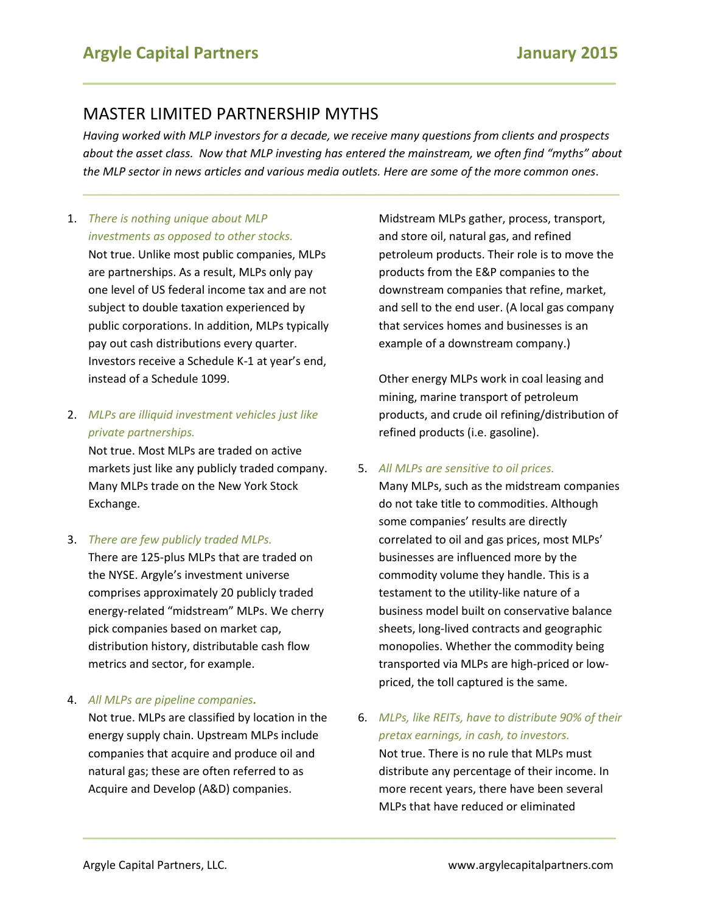# Argyle Capital Partners — January 2015

## MASTER LIMITED PARTNERSHIP MYTHS

*Having worked with MLP investors for a decade, we receive many questions from clients and prospects about the asset class. Now that MLP investing has entered the mainstream, we often find "myths" about the MLP sector in news articles and various media outlets. Here are some of the more common ones.*

1. *There is nothing unique about MLP investments as opposed to other stocks.*
   Not true. Unlike most public companies, MLPs are partnerships. As a result, MLPs only pay one level of US federal income tax and are not subject to double taxation experienced by public corporations. In addition, MLPs typically pay out cash distributions every quarter. Investors receive a Schedule K-1 at year's end, instead of a Schedule 1099.

2. *MLPs are illiquid investment vehicles just like private partnerships.*
   Not true. Most MLPs are traded on active markets just like any publicly traded company. Many MLPs trade on the New York Stock Exchange.

3. *There are few publicly traded MLPs.*
   There are 125-plus MLPs that are traded on the NYSE. Argyle's investment universe comprises approximately 20 publicly traded energy-related "midstream" MLPs. We cherry pick companies based on market cap, distribution history, distributable cash flow metrics and sector, for example.

4. *All MLPs are pipeline companies.*
   Not true. MLPs are classified by location in the energy supply chain. Upstream MLPs include companies that acquire and produce oil and natural gas; these are often referred to as Acquire and Develop (A&D) companies.

   Midstream MLPs gather, process, transport, and store oil, natural gas, and refined petroleum products. Their role is to move the products from the E&P companies to the downstream companies that refine, market, and sell to the end user. (A local gas company that services homes and businesses is an example of a downstream company.)

   Other energy MLPs work in coal leasing and mining, marine transport of petroleum products, and crude oil refining/distribution of refined products (i.e. gasoline).

5. *All MLPs are sensitive to oil prices.*
   Many MLPs, such as the midstream companies do not take title to commodities. Although some companies' results are directly correlated to oil and gas prices, most MLPs' businesses are influenced more by the commodity volume they handle. This is a testament to the utility-like nature of a business model built on conservative balance sheets, long-lived contracts and geographic monopolies. Whether the commodity being transported via MLPs are high-priced or low-priced, the toll captured is the same.

6. *MLPs, like REITs, have to distribute 90% of their pretax earnings, in cash, to investors.*
   Not true. There is no rule that MLPs must distribute any percentage of their income. In more recent years, there have been several MLPs that have reduced or eliminated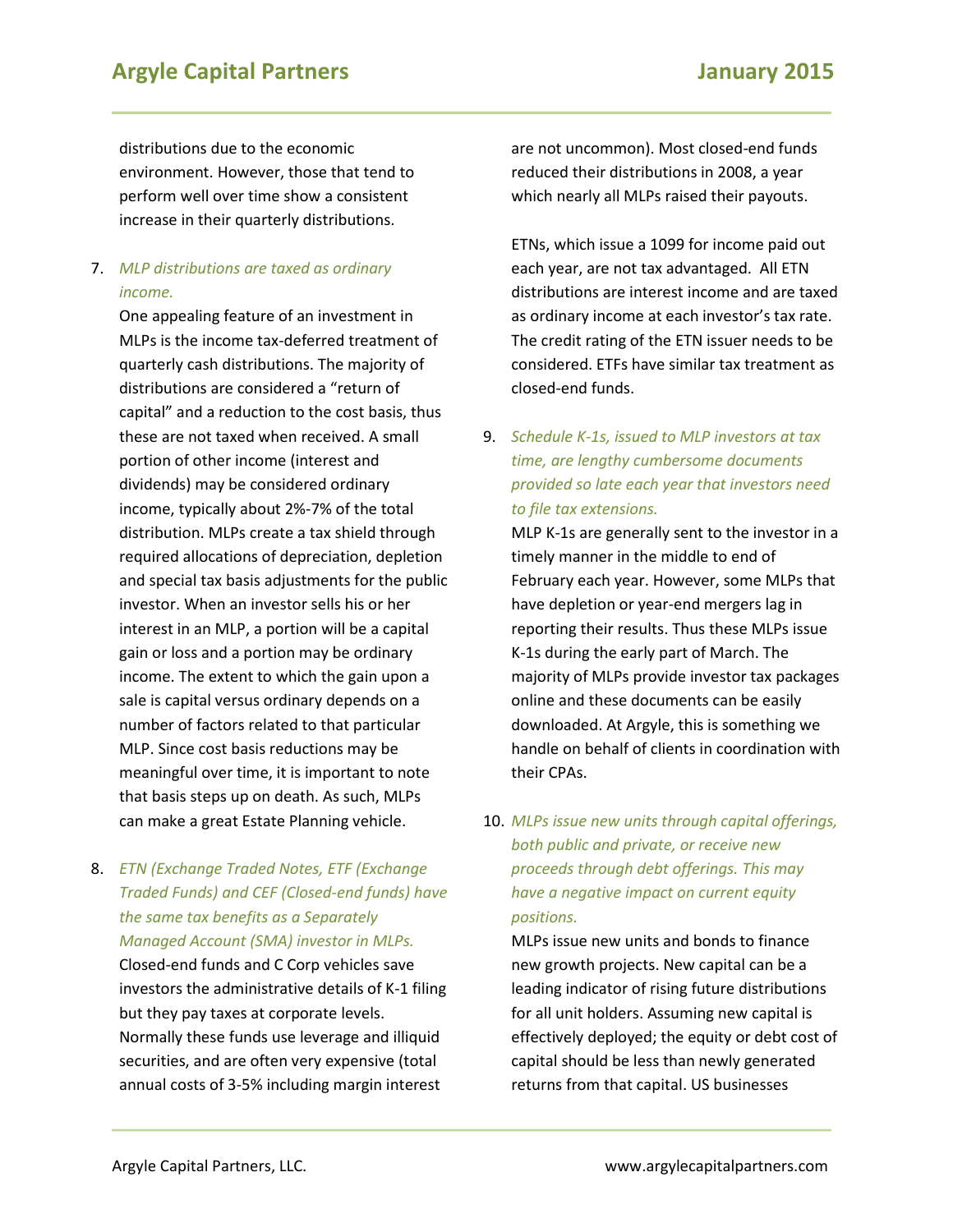distributions due to the economic environment. However, those that tend to perform well over time show a consistent increase in their quarterly distributions.

7. *MLP distributions are taxed as ordinary income.*
   One appealing feature of an investment in MLPs is the income tax-deferred treatment of quarterly cash distributions. The majority of distributions are considered a "return of capital" and a reduction to the cost basis, thus these are not taxed when received. A small portion of other income (interest and dividends) may be considered ordinary income, typically about 2%-7% of the total distribution. MLPs create a tax shield through required allocations of depreciation, depletion and special tax basis adjustments for the public investor. When an investor sells his or her interest in an MLP, a portion will be a capital gain or loss and a portion may be ordinary income. The extent to which the gain upon a sale is capital versus ordinary depends on a number of factors related to that particular MLP. Since cost basis reductions may be meaningful over time, it is important to note that basis steps up on death. As such, MLPs can make a great Estate Planning vehicle.

8. *ETN (Exchange Traded Notes, ETF (Exchange Traded Funds) and CEF (Closed-end funds) have the same tax benefits as a Separately Managed Account (SMA) investor in MLPs.*
   Closed-end funds and C Corp vehicles save investors the administrative details of K-1 filing but they pay taxes at corporate levels. Normally these funds use leverage and illiquid securities, and are often very expensive (total annual costs of 3-5% including margin interest are not uncommon). Most closed-end funds reduced their distributions in 2008, a year which nearly all MLPs raised their payouts.

   ETNs, which issue a 1099 for income paid out each year, are not tax advantaged. All ETN distributions are interest income and are taxed as ordinary income at each investor's tax rate. The credit rating of the ETN issuer needs to be considered. ETFs have similar tax treatment as closed-end funds.

9. *Schedule K-1s, issued to MLP investors at tax time, are lengthy cumbersome documents provided so late each year that investors need to file tax extensions.*
   MLP K-1s are generally sent to the investor in a timely manner in the middle to end of February each year. However, some MLPs that have depletion or year-end mergers lag in reporting their results. Thus these MLPs issue K-1s during the early part of March. The majority of MLPs provide investor tax packages online and these documents can be easily downloaded. At Argyle, this is something we handle on behalf of clients in coordination with their CPAs.

10. *MLPs issue new units through capital offerings, both public and private, or receive new proceeds through debt offerings. This may have a negative impact on current equity positions.*
    MLPs issue new units and bonds to finance new growth projects. New capital can be a leading indicator of rising future distributions for all unit holders. Assuming new capital is effectively deployed; the equity or debt cost of capital should be less than newly generated returns from that capital. US businesses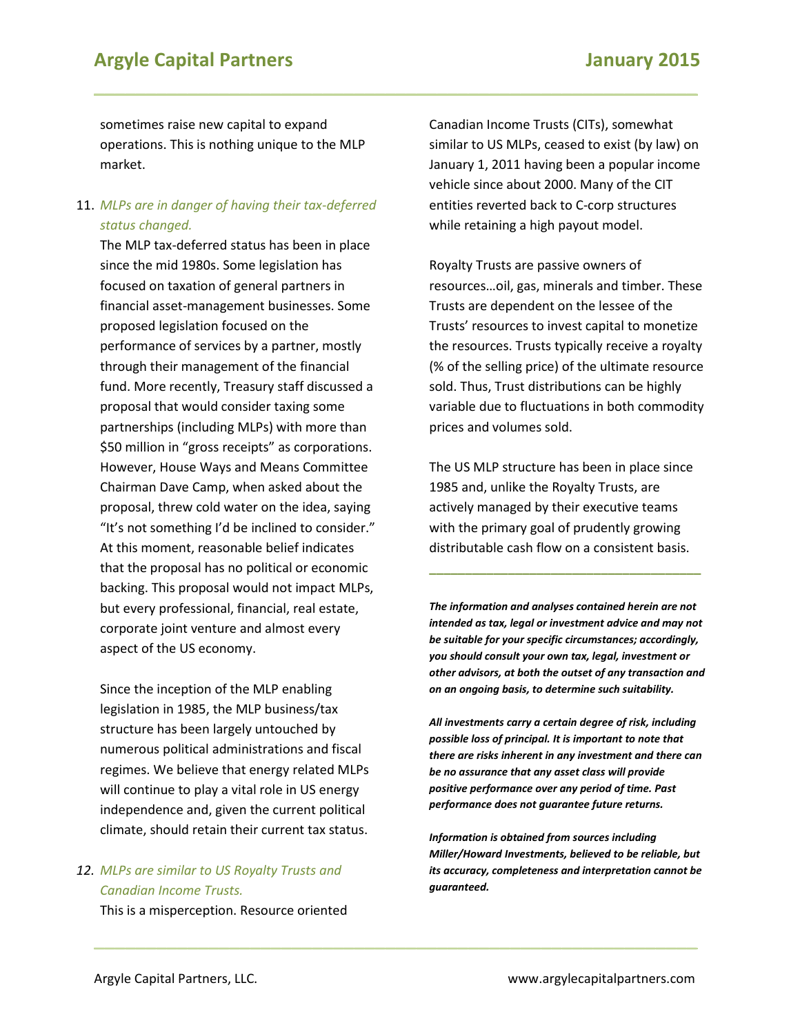sometimes raise new capital to expand operations. This is nothing unique to the MLP market.

11. *MLPs are in danger of having their tax-deferred status changed.*

    The MLP tax-deferred status has been in place since the mid 1980s. Some legislation has focused on taxation of general partners in financial asset-management businesses. Some proposed legislation focused on the performance of services by a partner, mostly through their management of the financial fund. More recently, Treasury staff discussed a proposal that would consider taxing some partnerships (including MLPs) with more than $50 million in "gross receipts" as corporations. However, House Ways and Means Committee Chairman Dave Camp, when asked about the proposal, threw cold water on the idea, saying "It's not something I'd be inclined to consider." At this moment, reasonable belief indicates that the proposal has no political or economic backing. This proposal would not impact MLPs, but every professional, financial, real estate, corporate joint venture and almost every aspect of the US economy.

    Since the inception of the MLP enabling legislation in 1985, the MLP business/tax structure has been largely untouched by numerous political administrations and fiscal regimes. We believe that energy related MLPs will continue to play a vital role in US energy independence and, given the current political climate, should retain their current tax status.

12. *MLPs are similar to US Royalty Trusts and Canadian Income Trusts.*

    This is a misperception. Resource oriented Canadian Income Trusts (CITs), somewhat similar to US MLPs, ceased to exist (by law) on January 1, 2011 having been a popular income vehicle since about 2000. Many of the CIT entities reverted back to C-corp structures while retaining a high payout model.

    Royalty Trusts are passive owners of resources…oil, gas, minerals and timber. These Trusts are dependent on the lessee of the Trusts' resources to invest capital to monetize the resources. Trusts typically receive a royalty (% of the selling price) of the ultimate resource sold. Thus, Trust distributions can be highly variable due to fluctuations in both commodity prices and volumes sold.

    The US MLP structure has been in place since 1985 and, unlike the Royalty Trusts, are actively managed by their executive teams with the primary goal of prudently growing distributable cash flow on a consistent basis.

---

***The information and analyses contained herein are not intended as tax, legal or investment advice and may not be suitable for your specific circumstances; accordingly, you should consult your own tax, legal, investment or other advisors, at both the outset of any transaction and on an ongoing basis, to determine such suitability.***

***All investments carry a certain degree of risk, including possible loss of principal. It is important to note that there are risks inherent in any investment and there can be no assurance that any asset class will provide positive performance over any period of time. Past performance does not guarantee future returns.***

***Information is obtained from sources including Miller/Howard Investments, believed to be reliable, but its accuracy, completeness and interpretation cannot be guaranteed.***